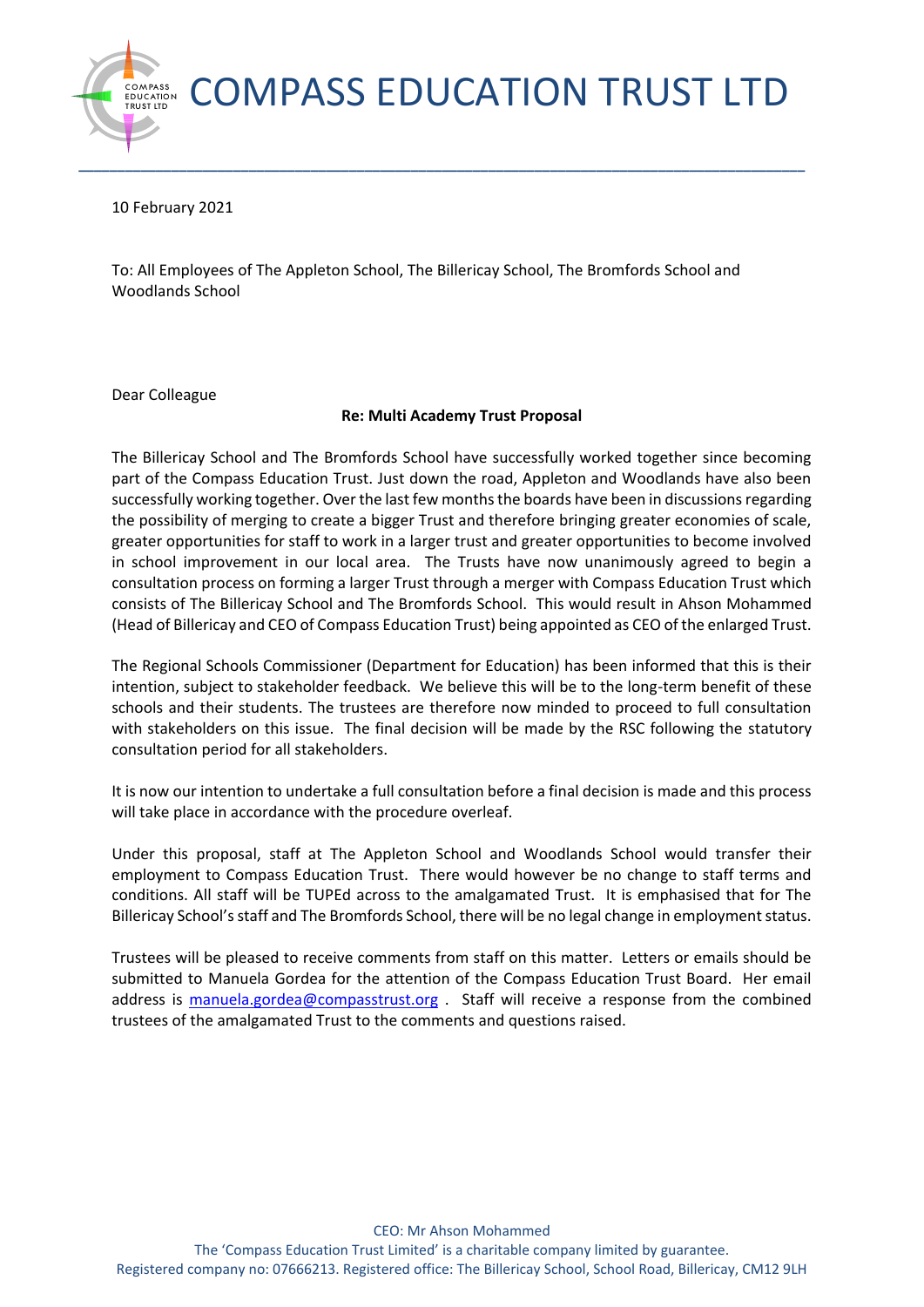# COMPASS EDUCATION TRUST LTD

10 February 2021

To: All Employees of The Appleton School, The Billericay School, The Bromfords School and Woodlands School

Dear Colleague

**Re: Multi Academy Trust Proposal**

The Billericay School and The Bromfords School have successfully worked together since becoming part of the Compass Education Trust. Just down the road, Appleton and Woodlands have also been successfully working together. Over the last few months the boards have been in discussions regarding the possibility of merging to create a bigger Trust and therefore bringing greater economies of scale, greater opportunities for staff to work in a larger trust and greater opportunities to become involved in school improvement in our local area. The Trusts have now unanimously agreed to begin a consultation process on forming a larger Trust through a merger with Compass Education Trust which consists of The Billericay School and The Bromfords School. This would result in Ahson Mohammed (Head of Billericay and CEO of Compass Education Trust) being appointed as CEO of the enlarged Trust.

The Regional Schools Commissioner (Department for Education) has been informed that this is their intention, subject to stakeholder feedback. We believe this will be to the long-term benefit of these schools and their students. The trustees are therefore now minded to proceed to full consultation with stakeholders on this issue. The final decision will be made by the RSC following the statutory consultation period for all stakeholders.

It is now our intention to undertake a full consultation before a final decision is made and this process will take place in accordance with the procedure overleaf.

Under this proposal, staff at The Appleton School and Woodlands School would transfer their employment to Compass Education Trust. There would however be no change to staff terms and conditions. All staff will be TUPEd across to the amalgamated Trust. It is emphasised that for The Billericay School's staff and The Bromfords School, there will be no legal change in employment status.

Trustees will be pleased to receive comments from staff on this matter. Letters or emails should be submitted to Manuela Gordea for the attention of the Compass Education Trust Board. Her email address is manuela.gordea@compasstrust.org . Staff will receive a response from the combined trustees of the amalgamated Trust to the comments and questions raised.

CEO: Mr Ahson Mohammed
The 'Compass Education Trust Limited' is a charitable company limited by guarantee.
Registered company no: 07666213. Registered office: The Billericay School, School Road, Billericay, CM12 9LH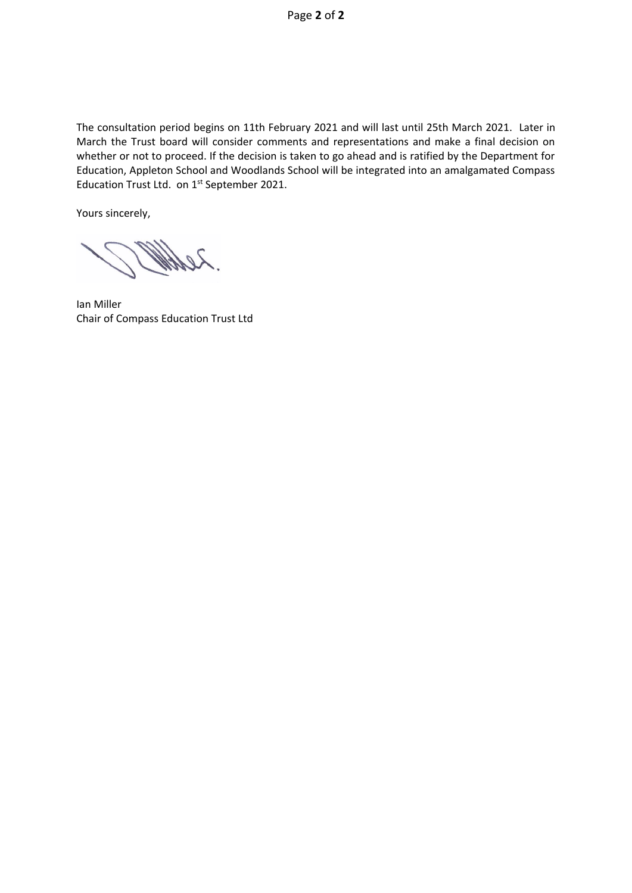The consultation period begins on 11th February 2021 and will last until 25th March 2021. Later in March the Trust board will consider comments and representations and make a final decision on whether or not to proceed. If the decision is taken to go ahead and is ratified by the Department for Education, Appleton School and Woodlands School will be integrated into an amalgamated Compass Education Trust Ltd. on 1st September 2021.

Yours sincerely,

Ian Miller
Chair of Compass Education Trust Ltd